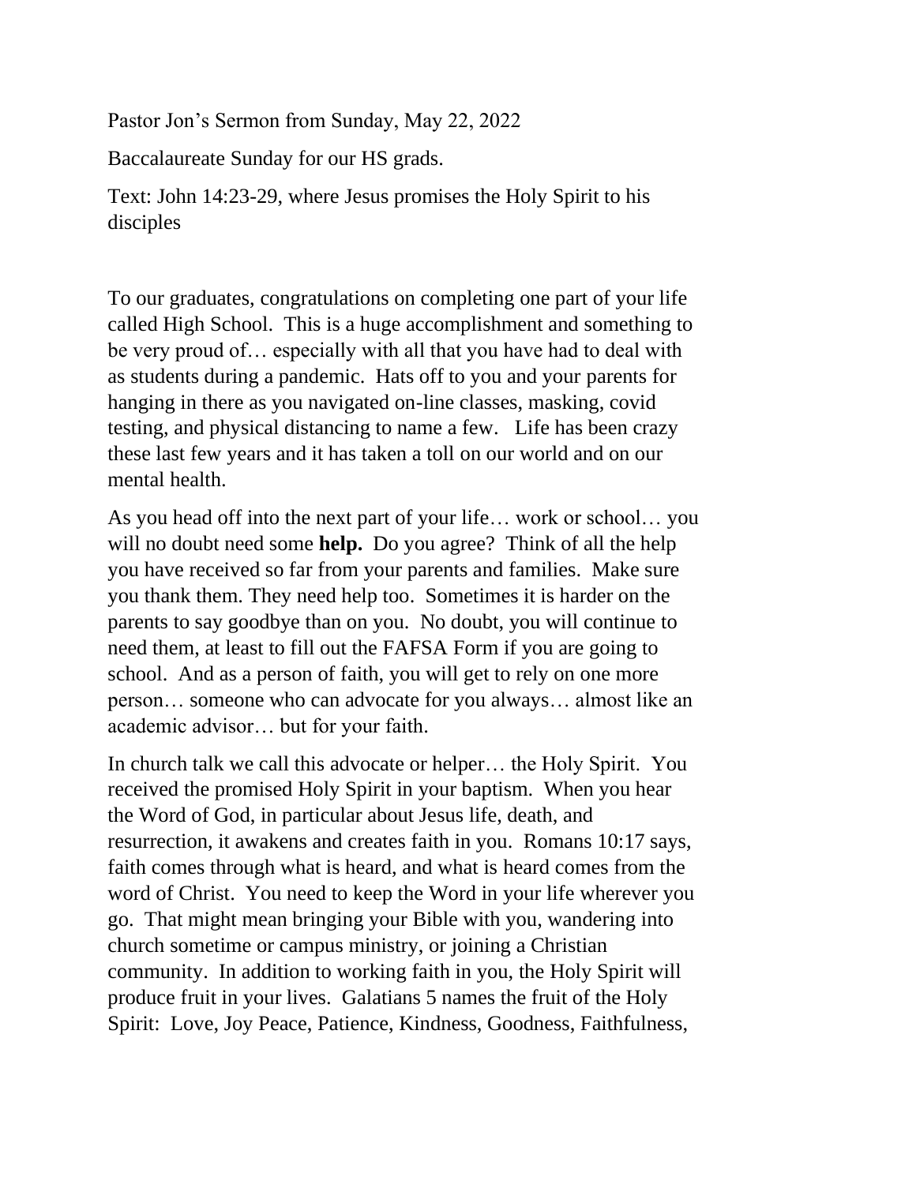Pastor Jon's Sermon from Sunday, May 22, 2022

Baccalaureate Sunday for our HS grads.

Text: John 14:23-29, where Jesus promises the Holy Spirit to his disciples

To our graduates, congratulations on completing one part of your life called High School. This is a huge accomplishment and something to be very proud of… especially with all that you have had to deal with as students during a pandemic. Hats off to you and your parents for hanging in there as you navigated on-line classes, masking, covid testing, and physical distancing to name a few. Life has been crazy these last few years and it has taken a toll on our world and on our mental health.

As you head off into the next part of your life… work or school… you will no doubt need some **help.** Do you agree? Think of all the help you have received so far from your parents and families. Make sure you thank them. They need help too. Sometimes it is harder on the parents to say goodbye than on you. No doubt, you will continue to need them, at least to fill out the FAFSA Form if you are going to school. And as a person of faith, you will get to rely on one more person… someone who can advocate for you always… almost like an academic advisor… but for your faith.

In church talk we call this advocate or helper… the Holy Spirit. You received the promised Holy Spirit in your baptism. When you hear the Word of God, in particular about Jesus life, death, and resurrection, it awakens and creates faith in you. Romans 10:17 says, faith comes through what is heard, and what is heard comes from the word of Christ. You need to keep the Word in your life wherever you go. That might mean bringing your Bible with you, wandering into church sometime or campus ministry, or joining a Christian community. In addition to working faith in you, the Holy Spirit will produce fruit in your lives. Galatians 5 names the fruit of the Holy Spirit: Love, Joy Peace, Patience, Kindness, Goodness, Faithfulness,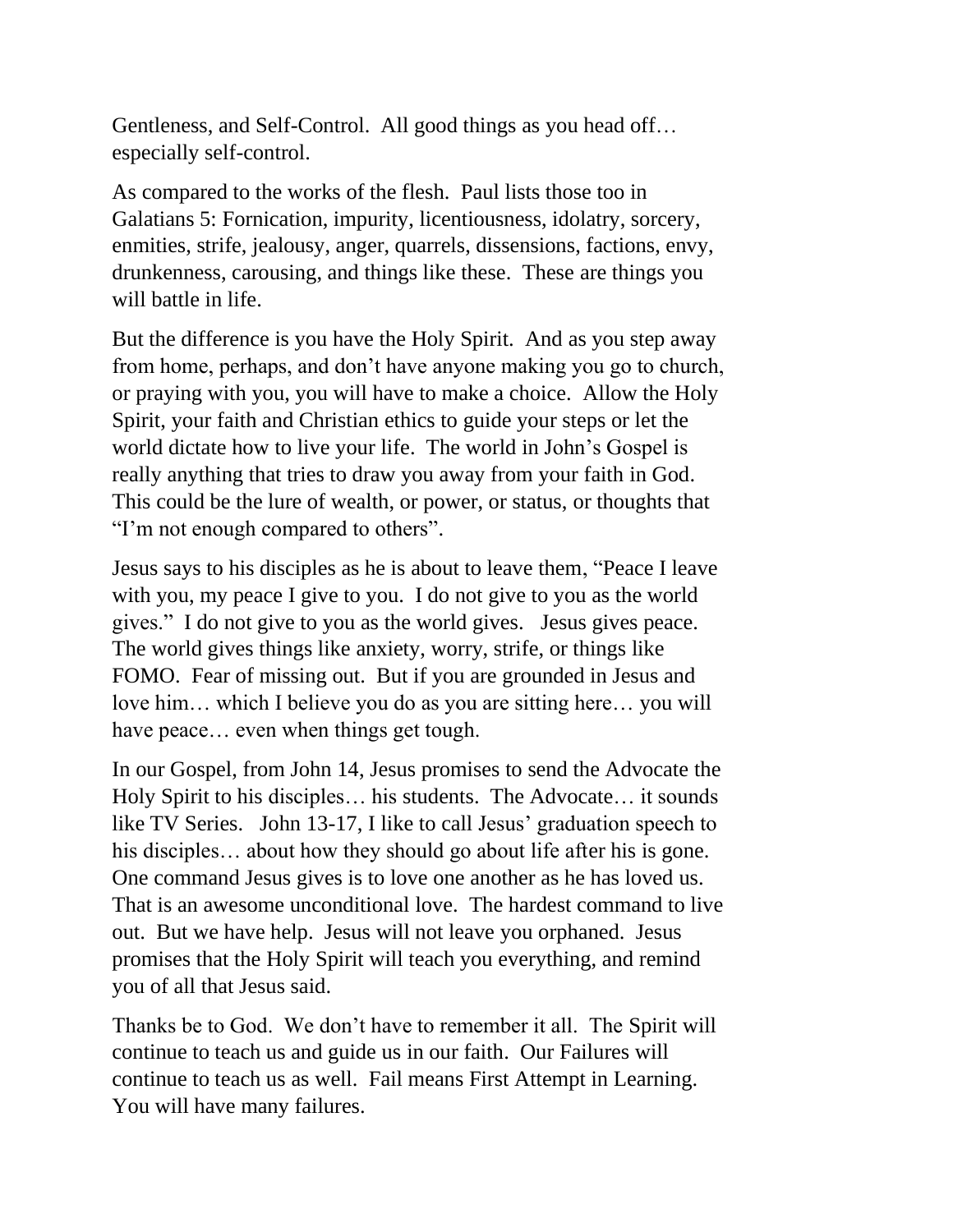Gentleness, and Self-Control. All good things as you head off… especially self-control.

As compared to the works of the flesh. Paul lists those too in Galatians 5: Fornication, impurity, licentiousness, idolatry, sorcery, enmities, strife, jealousy, anger, quarrels, dissensions, factions, envy, drunkenness, carousing, and things like these. These are things you will battle in life.

But the difference is you have the Holy Spirit. And as you step away from home, perhaps, and don't have anyone making you go to church, or praying with you, you will have to make a choice. Allow the Holy Spirit, your faith and Christian ethics to guide your steps or let the world dictate how to live your life. The world in John's Gospel is really anything that tries to draw you away from your faith in God. This could be the lure of wealth, or power, or status, or thoughts that "I'm not enough compared to others".

Jesus says to his disciples as he is about to leave them, "Peace I leave with you, my peace I give to you. I do not give to you as the world gives." I do not give to you as the world gives. Jesus gives peace. The world gives things like anxiety, worry, strife, or things like FOMO. Fear of missing out. But if you are grounded in Jesus and love him… which I believe you do as you are sitting here… you will have peace… even when things get tough.

In our Gospel, from John 14, Jesus promises to send the Advocate the Holy Spirit to his disciples… his students. The Advocate… it sounds like TV Series. John 13-17, I like to call Jesus' graduation speech to his disciples… about how they should go about life after his is gone. One command Jesus gives is to love one another as he has loved us. That is an awesome unconditional love. The hardest command to live out. But we have help. Jesus will not leave you orphaned. Jesus promises that the Holy Spirit will teach you everything, and remind you of all that Jesus said.

Thanks be to God. We don't have to remember it all. The Spirit will continue to teach us and guide us in our faith. Our Failures will continue to teach us as well. Fail means First Attempt in Learning. You will have many failures.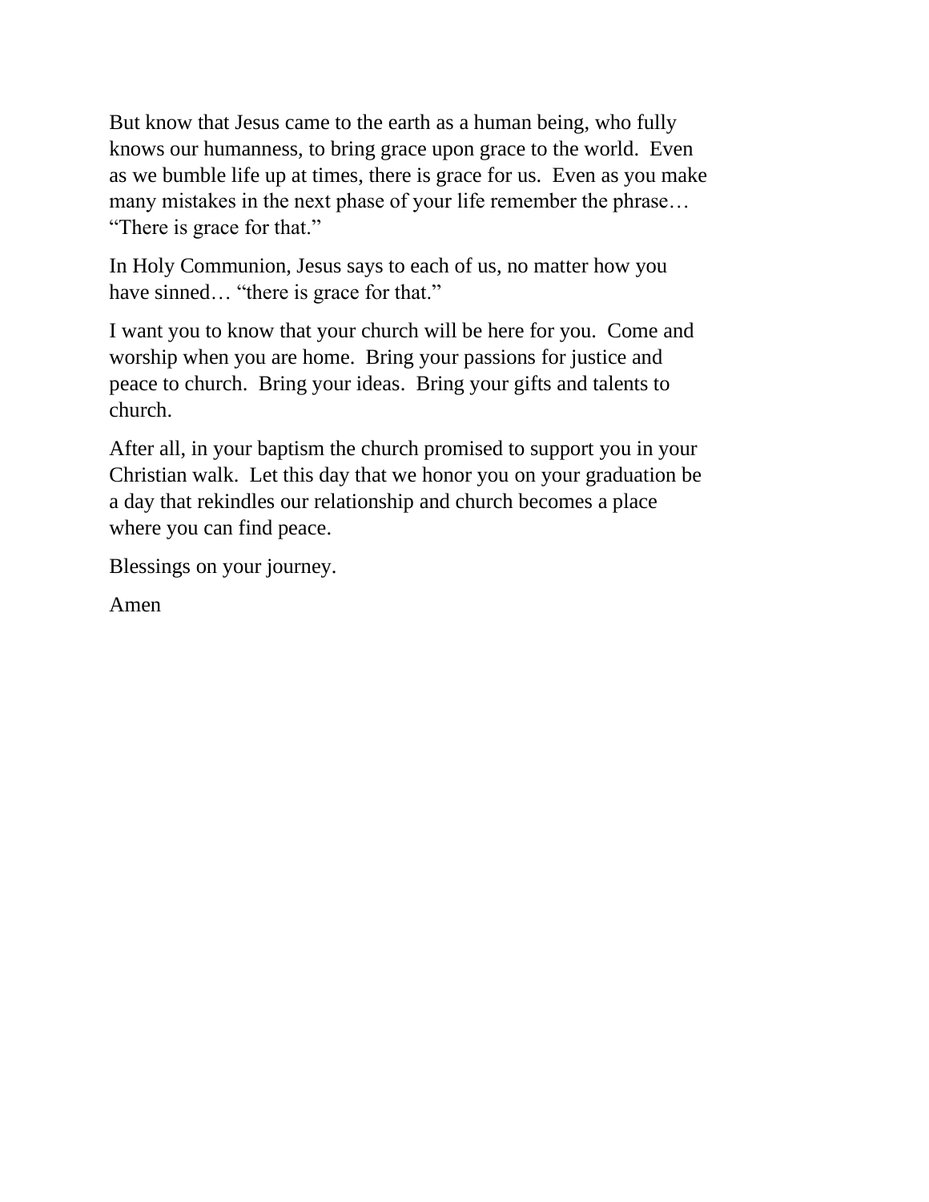But know that Jesus came to the earth as a human being, who fully knows our humanness, to bring grace upon grace to the world.  Even as we bumble life up at times, there is grace for us.  Even as you make many mistakes in the next phase of your life remember the phrase… "There is grace for that."

In Holy Communion, Jesus says to each of us, no matter how you have sinned… "there is grace for that."

I want you to know that your church will be here for you.  Come and worship when you are home.  Bring your passions for justice and peace to church.  Bring your ideas.  Bring your gifts and talents to church.

After all, in your baptism the church promised to support you in your Christian walk.  Let this day that we honor you on your graduation be a day that rekindles our relationship and church becomes a place where you can find peace.

Blessings on your journey.

Amen